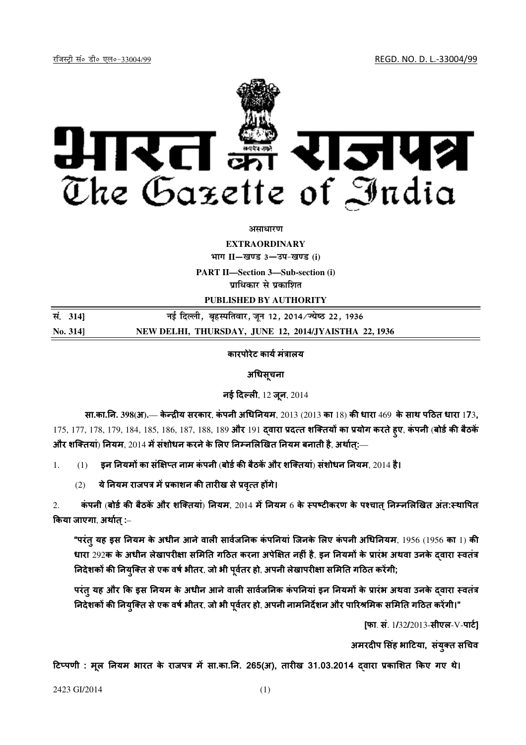रजिस्ट्री सं० डी० एल०-33004/99 REGD. NO. D. L.-33004/99

# भारत का राजपत्र
# The Gazette of India

**असाधारण**

**EXTRAORDINARY**

**भाग II—खण्ड 3—उप-खण्ड (i)**

**PART II—Section 3—Sub-section (i)**

**प्राधिकार से प्रकाशित**

**PUBLISHED BY AUTHORITY**

| सं. 314] | नई दिल्ली, बृहस्पतिवार, जून 12, 2014/ज्येष्ठ 22, 1936 |
|---|---|
| **No. 314]** | **NEW DELHI, THURSDAY, JUNE 12, 2014/JYAISTHA 22, 1936** |

**कारपोरेट कार्य मंत्रालय**

**अधिसूचना**

**नई दिल्ली**, 12 **जून**, 2014

**सा.का.नि. 398(अ).— केन्द्रीय सरकार, कंपनी अधिनियम**, 2013 (2013 **का** 18) **की धारा** 469 **के साथ पठित धारा** 173, 175, 177, 178, 179, 184, 185, 186, 187, 188, 189 **और** 191 **द्वारा प्रदत्त शक्तियों का प्रयोग करते हुए**, **कंपनी** (**बोर्ड की बैठकें और शक्तियां**) **नियम**, 2014 **में संशोधन करने के लिए निम्नलिखित नियम बनाती है**, **अर्थात्**:—

1. (1) **इन नियमों का संक्षिप्त नाम कंपनी** (**बोर्ड की बैठकें और शक्तियां**) **संशोधन नियम**, 2014 **है।**

   (2) **ये नियम राजपत्र में प्रकाशन की तारीख से प्रवृत्त होंगे।**

2. **कंपनी** (**बोर्ड की बैठकें और शक्तियां**) **नियम**, 2014 **में नियम** 6 **के स्पष्टीकरण के पश्चात् निम्नलिखित अंत:स्थापित किया जाएगा**, **अर्थात्** :–

   **"परंतु यह इस नियम के अधीन आने वाली सार्वजनिक कंपनियां जिनके लिए कंपनी अधिनियम**, 1956 (1956 **का** 1) **की धारा** 292**क के अधीन लेखापरीक्षा समिति गठित करना अपेक्षित नहीं है**, **इन नियमों के प्रारंभ अथवा उनके द्वारा स्वतंत्र निदेशकों की नियुक्ति से एक वर्ष भीतर**, **जो भी पूर्वतर हो**, **अपनी लेखापरीक्षा समिति गठित करेंगी;**

   **परंतु यह और कि इस नियम के अधीन आने वाली सार्वजनिक कंपनियां इन नियमों के प्रारंभ अथवा उनके द्वारा स्वतंत्र निदेशकों की नियुक्ति से एक वर्ष भीतर**, **जो भी पूर्वतर हो**, **अपनी नामनिर्देशन और पारिश्रमिक समिति गठित करेंगी।"**

**[फा. सं.** 1/32/2013-**सीएल**-V-**पार्ट]**

**अमरदीप सिंह भाटिया, संयुक्त सचिव**

**टिप्पणी : मूल नियम भारत के राजपत्र में सा.का.नि. 265(अ), तारीख 31.03.2014 द्वारा प्रकाशित किए गए थे।**

2423 GI/2014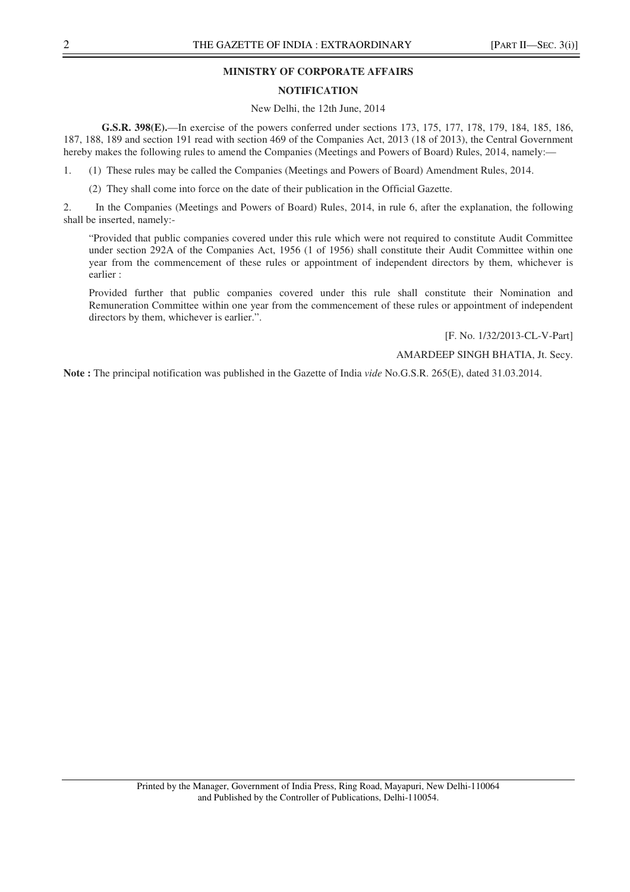**MINISTRY OF CORPORATE AFFAIRS**

**NOTIFICATION**

New Delhi, the 12th June, 2014

**G.S.R. 398(E).**—In exercise of the powers conferred under sections 173, 175, 177, 178, 179, 184, 185, 186, 187, 188, 189 and section 191 read with section 469 of the Companies Act, 2013 (18 of 2013), the Central Government hereby makes the following rules to amend the Companies (Meetings and Powers of Board) Rules, 2014, namely:—

1. (1) These rules may be called the Companies (Meetings and Powers of Board) Amendment Rules, 2014.

   (2) They shall come into force on the date of their publication in the Official Gazette.

2. In the Companies (Meetings and Powers of Board) Rules, 2014, in rule 6, after the explanation, the following shall be inserted, namely:-

"Provided that public companies covered under this rule which were not required to constitute Audit Committee under section 292A of the Companies Act, 1956 (1 of 1956) shall constitute their Audit Committee within one year from the commencement of these rules or appointment of independent directors by them, whichever is earlier :

Provided further that public companies covered under this rule shall constitute their Nomination and Remuneration Committee within one year from the commencement of these rules or appointment of independent directors by them, whichever is earlier.".

[F. No. 1/32/2013-CL-V-Part]

AMARDEEP SINGH BHATIA, Jt. Secy.

**Note :** The principal notification was published in the Gazette of India *vide* No.G.S.R. 265(E), dated 31.03.2014.

Printed by the Manager, Government of India Press, Ring Road, Mayapuri, New Delhi-110064 and Published by the Controller of Publications, Delhi-110054.